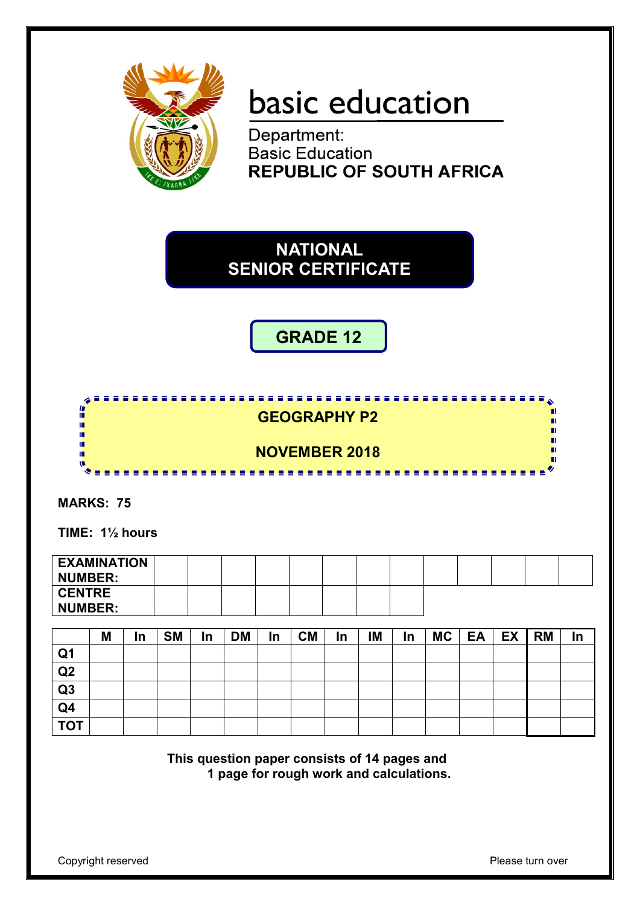basic education

Department:
Basic Education
**REPUBLIC OF SOUTH AFRICA**

# NATIONAL SENIOR CERTIFICATE

## GRADE 12

## GEOGRAPHY P2

## NOVEMBER 2018

**MARKS: 75**

**TIME: 1½ hours**

| EXAMINATION NUMBER: | | | | | | | | | | | | | |
|---|---|---|---|---|---|---|---|---|---|---|---|---|---|
| **CENTRE NUMBER:** | | | | | | | | | | | | | |

| | M | In | SM | In | DM | In | CM | In | IM | In | MC | EA | EX | RM | In |
|---|---|---|---|---|---|---|---|---|---|---|---|---|---|---|---|
| Q1 | | | | | | | | | | | | | | | |
| Q2 | | | | | | | | | | | | | | | |
| Q3 | | | | | | | | | | | | | | | |
| Q4 | | | | | | | | | | | | | | | |
| TOT | | | | | | | | | | | | | | | |

**This question paper consists of 14 pages and 1 page for rough work and calculations.**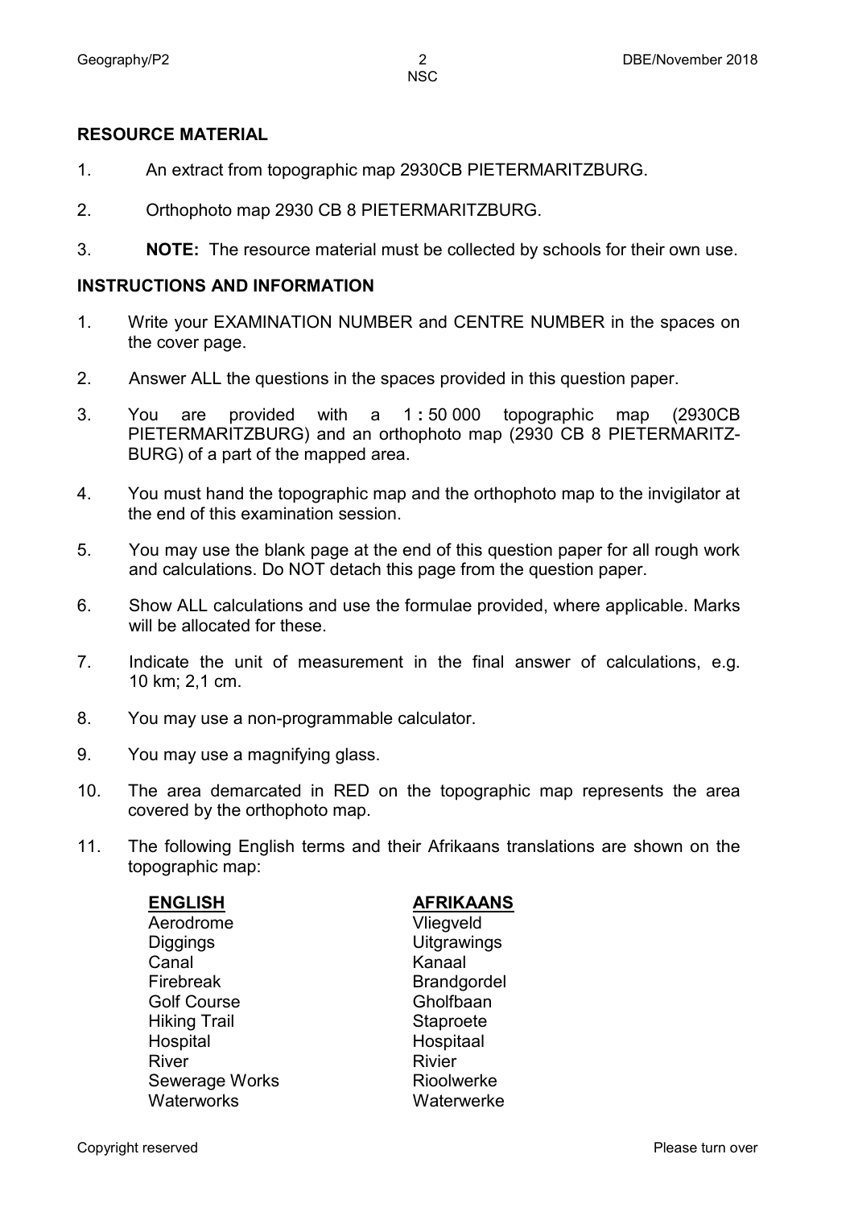## RESOURCE MATERIAL

1. An extract from topographic map 2930CB PIETERMARITZBURG.
2. Orthophoto map 2930 CB 8 PIETERMARITZBURG.
3. **NOTE:** The resource material must be collected by schools for their own use.

## INSTRUCTIONS AND INFORMATION

1. Write your EXAMINATION NUMBER and CENTRE NUMBER in the spaces on the cover page.
2. Answer ALL the questions in the spaces provided in this question paper.
3. You are provided with a 1 **:** 50 000 topographic map (2930CB PIETERMARITZBURG) and an orthophoto map (2930 CB 8 PIETERMARITZBURG) of a part of the mapped area.
4. You must hand the topographic map and the orthophoto map to the invigilator at the end of this examination session.
5. You may use the blank page at the end of this question paper for all rough work and calculations. Do NOT detach this page from the question paper.
6. Show ALL calculations and use the formulae provided, where applicable. Marks will be allocated for these.
7. Indicate the unit of measurement in the final answer of calculations, e.g. 10 km; 2,1 cm.
8. You may use a non-programmable calculator.
9. You may use a magnifying glass.
10. The area demarcated in RED on the topographic map represents the area covered by the orthophoto map.
11. The following English terms and their Afrikaans translations are shown on the topographic map:

| **ENGLISH** | **AFRIKAANS** |
| --- | --- |
| Aerodrome | Vliegveld |
| Diggings | Uitgrawings |
| Canal | Kanaal |
| Firebreak | Brandgordel |
| Golf Course | Gholfbaan |
| Hiking Trail | Staproete |
| Hospital | Hospitaal |
| River | Rivier |
| Sewerage Works | Rioolwerke |
| Waterworks | Waterwerke |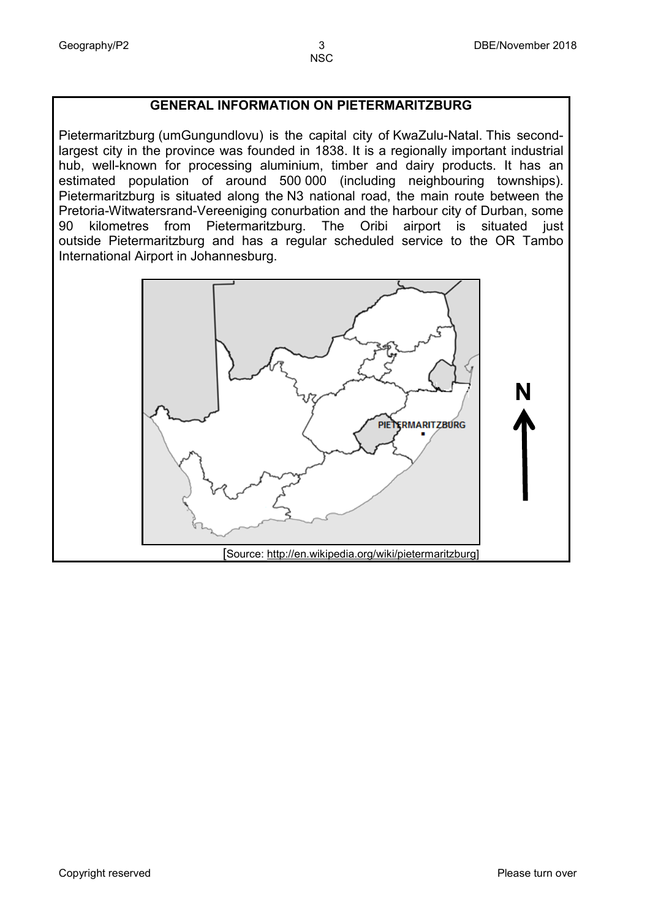## GENERAL INFORMATION ON PIETERMARITZBURG

Pietermaritzburg (umGungundlovu) is the capital city of KwaZulu-Natal. This second-largest city in the province was founded in 1838. It is a regionally important industrial hub, well-known for processing aluminium, timber and dairy products. It has an estimated population of around 500 000 (including neighbouring townships). Pietermaritzburg is situated along the N3 national road, the main route between the Pretoria-Witwatersrand-Vereeniging conurbation and the harbour city of Durban, some 90 kilometres from Pietermaritzburg. The Oribi airport is situated just outside Pietermaritzburg and has a regular scheduled service to the OR Tambo International Airport in Johannesburg.

PIETERMARITZBURG

N

[Source: http://en.wikipedia.org/wiki/pietermaritzburg]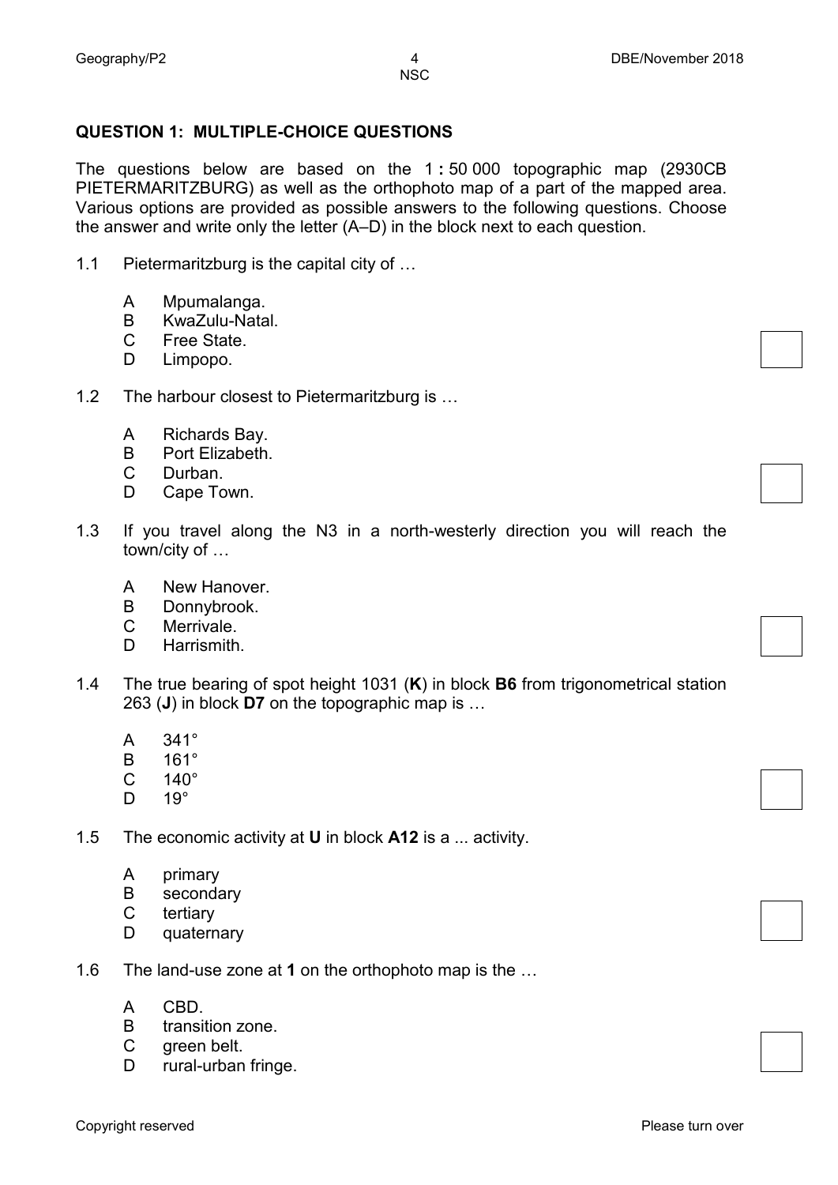## QUESTION 1: MULTIPLE-CHOICE QUESTIONS

The questions below are based on the 1 **:** 50 000 topographic map (2930CB PIETERMARITZBURG) as well as the orthophoto map of a part of the mapped area. Various options are provided as possible answers to the following questions. Choose the answer and write only the letter (A–D) in the block next to each question.

1.1 Pietermaritzburg is the capital city of …

- A Mpumalanga.
- B KwaZulu-Natal.
- C Free State.
- D Limpopo.

1.2 The harbour closest to Pietermaritzburg is …

- A Richards Bay.
- B Port Elizabeth.
- C Durban.
- D Cape Town.

1.3 If you travel along the N3 in a north-westerly direction you will reach the town/city of …

- A New Hanover.
- B Donnybrook.
- C Merrivale.
- D Harrismith.

1.4 The true bearing of spot height 1031 (**K**) in block **B6** from trigonometrical station 263 (**J**) in block **D7** on the topographic map is …

- A 341°
- B 161°
- C 140°
- D 19°

1.5 The economic activity at **U** in block **A12** is a ... activity.

- A primary
- B secondary
- C tertiary
- D quaternary

1.6 The land-use zone at **1** on the orthophoto map is the …

- A CBD.
- B transition zone.
- C green belt.
- D rural-urban fringe.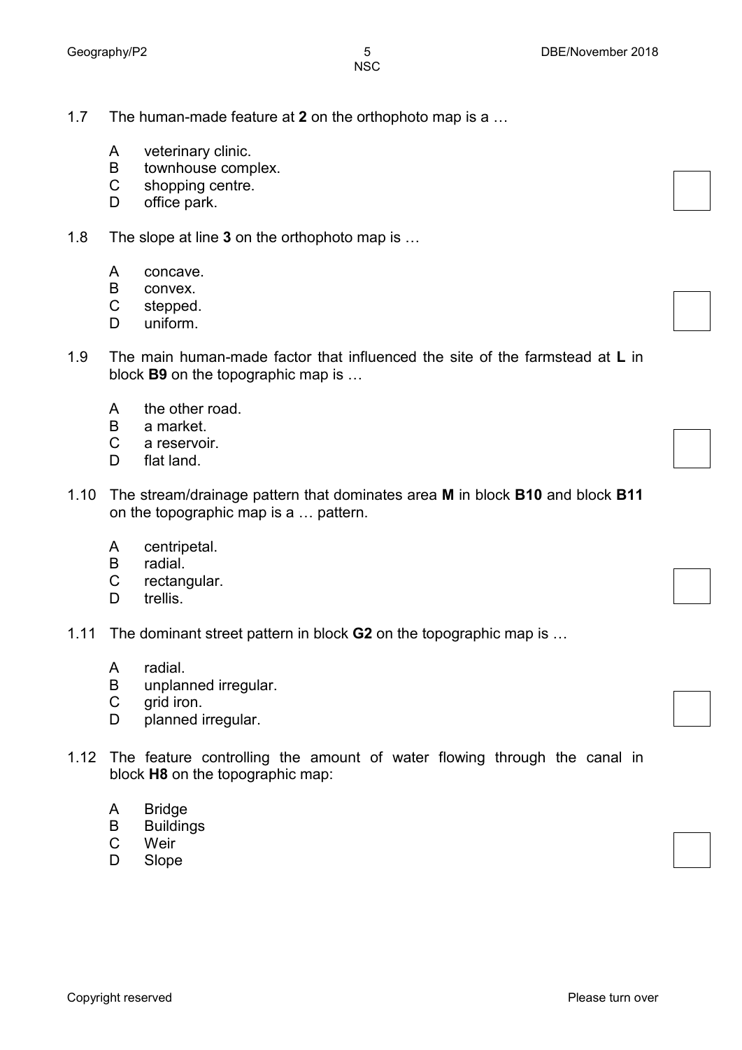1.7 The human-made feature at **2** on the orthophoto map is a …

- A veterinary clinic.
- B townhouse complex.
- C shopping centre.
- D office park.

1.8 The slope at line **3** on the orthophoto map is …

- A concave.
- B convex.
- C stepped.
- D uniform.

1.9 The main human-made factor that influenced the site of the farmstead at **L** in block **B9** on the topographic map is …

- A the other road.
- B a market.
- C a reservoir.
- D flat land.

1.10 The stream/drainage pattern that dominates area **M** in block **B10** and block **B11** on the topographic map is a … pattern.

- A centripetal.
- B radial.
- C rectangular.
- D trellis.

1.11 The dominant street pattern in block **G2** on the topographic map is …

- A radial.
- B unplanned irregular.
- C grid iron.
- D planned irregular.

1.12 The feature controlling the amount of water flowing through the canal in block **H8** on the topographic map:

- A Bridge
- B Buildings
- C Weir
- D Slope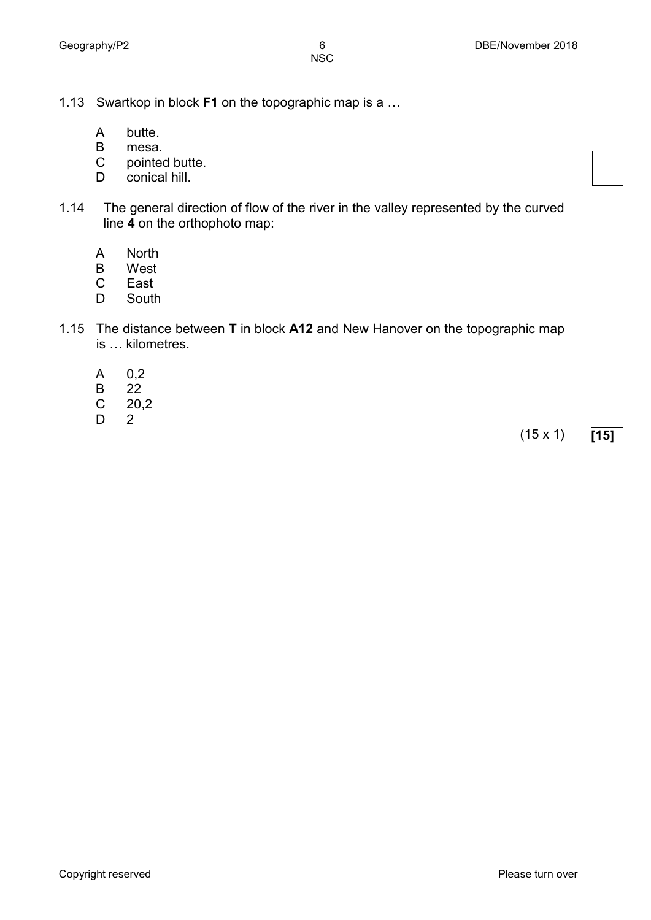1.13 Swartkop in block **F1** on the topographic map is a …

A butte.
B mesa.
C pointed butte.
D conical hill.

1.14 The general direction of flow of the river in the valley represented by the curved line **4** on the orthophoto map:

A North
B West
C East
D South

1.15 The distance between **T** in block **A12** and New Hanover on the topographic map is … kilometres.

A 0,2
B 22
C 20,2
D 2

(15 x 1) **[15]**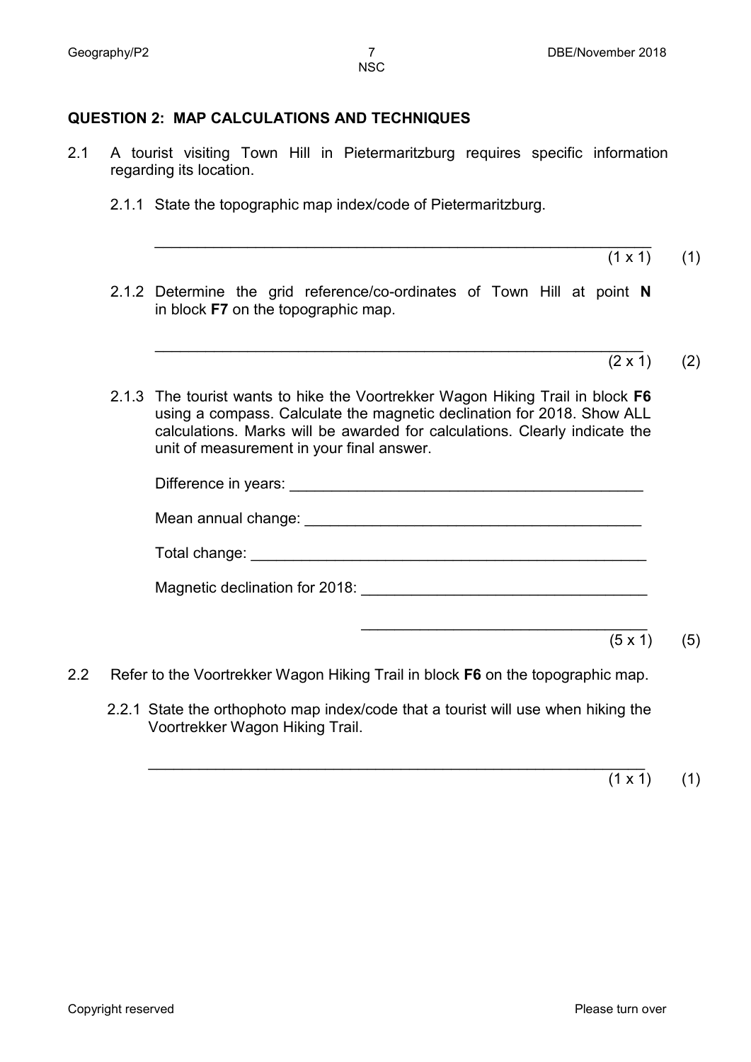## QUESTION 2: MAP CALCULATIONS AND TECHNIQUES

2.1 A tourist visiting Town Hill in Pietermaritzburg requires specific information regarding its location.

2.1.1 State the topographic map index/code of Pietermaritzburg.

\_\_\_\_\_\_\_\_\_\_\_\_\_\_\_\_\_\_\_\_\_\_\_\_\_\_\_\_\_\_\_\_\_\_\_\_\_\_\_\_\_\_\_\_\_\_\_\_\_\_\_\_\_\_\_\_ (1 x 1) (1)

2.1.2 Determine the grid reference/co-ordinates of Town Hill at point **N** in block **F7** on the topographic map.

\_\_\_\_\_\_\_\_\_\_\_\_\_\_\_\_\_\_\_\_\_\_\_\_\_\_\_\_\_\_\_\_\_\_\_\_\_\_\_\_\_\_\_\_\_\_\_\_\_\_\_\_\_\_\_\_ (2 x 1) (2)

2.1.3 The tourist wants to hike the Voortrekker Wagon Hiking Trail in block **F6** using a compass. Calculate the magnetic declination for 2018. Show ALL calculations. Marks will be awarded for calculations. Clearly indicate the unit of measurement in your final answer.

Difference in years: \_\_\_\_\_\_\_\_\_\_\_\_\_\_\_\_\_\_\_\_\_\_\_\_\_\_\_\_\_\_\_\_\_\_\_\_\_\_\_\_\_\_

Mean annual change: \_\_\_\_\_\_\_\_\_\_\_\_\_\_\_\_\_\_\_\_\_\_\_\_\_\_\_\_\_\_\_\_\_\_\_\_\_\_\_\_

Total change: \_\_\_\_\_\_\_\_\_\_\_\_\_\_\_\_\_\_\_\_\_\_\_\_\_\_\_\_\_\_\_\_\_\_\_\_\_\_\_\_\_\_\_\_\_\_\_\_

Magnetic declination for 2018: \_\_\_\_\_\_\_\_\_\_\_\_\_\_\_\_\_\_\_\_\_\_\_\_\_\_\_\_\_\_\_\_\_\_

\_\_\_\_\_\_\_\_\_\_\_\_\_\_\_\_\_\_\_\_\_\_\_\_\_\_\_\_\_\_\_\_\_\_ (5 x 1) (5)

2.2 Refer to the Voortrekker Wagon Hiking Trail in block **F6** on the topographic map.

2.2.1 State the orthophoto map index/code that a tourist will use when hiking the Voortrekker Wagon Hiking Trail.

\_\_\_\_\_\_\_\_\_\_\_\_\_\_\_\_\_\_\_\_\_\_\_\_\_\_\_\_\_\_\_\_\_\_\_\_\_\_\_\_\_\_\_\_\_\_\_\_\_\_\_\_\_\_\_\_ (1 x 1) (1)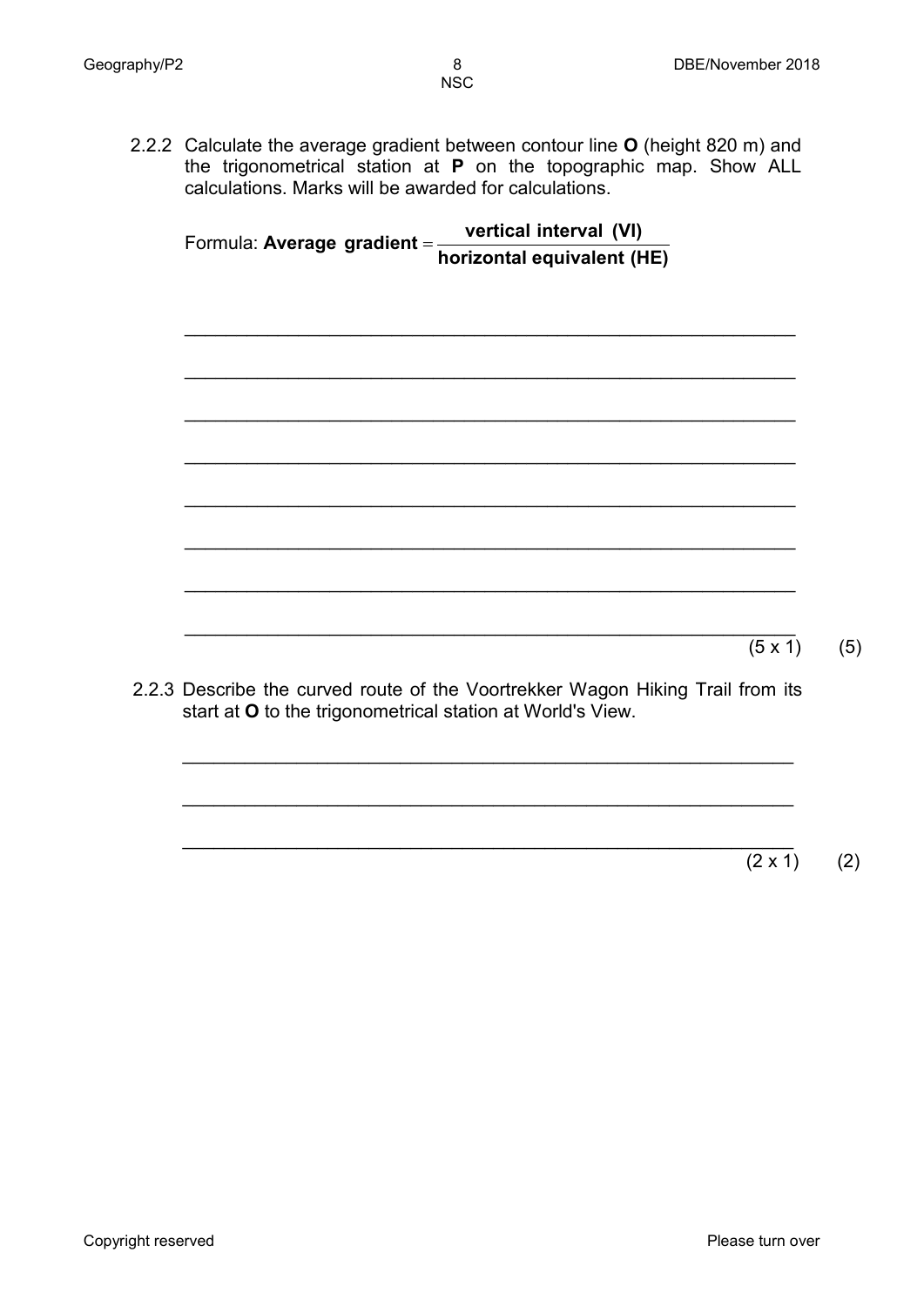2.2.2 Calculate the average gradient between contour line **O** (height 820 m) and the trigonometrical station at **P** on the topographic map. Show ALL calculations. Marks will be awarded for calculations.

Formula: **Average gradient** $= \dfrac{\textbf{vertical interval (VI)}}{\textbf{horizontal equivalent (HE)}}$

\_\_\_\_\_\_\_\_\_\_\_\_\_\_\_\_\_\_\_\_\_\_\_\_\_\_\_\_\_\_\_\_\_\_\_\_\_\_\_\_\_\_\_\_\_\_\_\_\_\_\_\_\_\_\_\_

\_\_\_\_\_\_\_\_\_\_\_\_\_\_\_\_\_\_\_\_\_\_\_\_\_\_\_\_\_\_\_\_\_\_\_\_\_\_\_\_\_\_\_\_\_\_\_\_\_\_\_\_\_\_\_\_

\_\_\_\_\_\_\_\_\_\_\_\_\_\_\_\_\_\_\_\_\_\_\_\_\_\_\_\_\_\_\_\_\_\_\_\_\_\_\_\_\_\_\_\_\_\_\_\_\_\_\_\_\_\_\_\_

\_\_\_\_\_\_\_\_\_\_\_\_\_\_\_\_\_\_\_\_\_\_\_\_\_\_\_\_\_\_\_\_\_\_\_\_\_\_\_\_\_\_\_\_\_\_\_\_\_\_\_\_\_\_\_\_

\_\_\_\_\_\_\_\_\_\_\_\_\_\_\_\_\_\_\_\_\_\_\_\_\_\_\_\_\_\_\_\_\_\_\_\_\_\_\_\_\_\_\_\_\_\_\_\_\_\_\_\_\_\_\_\_

\_\_\_\_\_\_\_\_\_\_\_\_\_\_\_\_\_\_\_\_\_\_\_\_\_\_\_\_\_\_\_\_\_\_\_\_\_\_\_\_\_\_\_\_\_\_\_\_\_\_\_\_\_\_\_\_

\_\_\_\_\_\_\_\_\_\_\_\_\_\_\_\_\_\_\_\_\_\_\_\_\_\_\_\_\_\_\_\_\_\_\_\_\_\_\_\_\_\_\_\_\_\_\_\_\_\_\_\_\_\_\_\_

\_\_\_\_\_\_\_\_\_\_\_\_\_\_\_\_\_\_\_\_\_\_\_\_\_\_\_\_\_\_\_\_\_\_\_\_\_\_\_\_\_\_\_\_\_\_\_\_\_\_\_\_\_\_\_\_

(5 x 1) (5)

2.2.3 Describe the curved route of the Voortrekker Wagon Hiking Trail from its start at **O** to the trigonometrical station at World's View.

\_\_\_\_\_\_\_\_\_\_\_\_\_\_\_\_\_\_\_\_\_\_\_\_\_\_\_\_\_\_\_\_\_\_\_\_\_\_\_\_\_\_\_\_\_\_\_\_\_\_\_\_\_\_\_\_

\_\_\_\_\_\_\_\_\_\_\_\_\_\_\_\_\_\_\_\_\_\_\_\_\_\_\_\_\_\_\_\_\_\_\_\_\_\_\_\_\_\_\_\_\_\_\_\_\_\_\_\_\_\_\_\_

\_\_\_\_\_\_\_\_\_\_\_\_\_\_\_\_\_\_\_\_\_\_\_\_\_\_\_\_\_\_\_\_\_\_\_\_\_\_\_\_\_\_\_\_\_\_\_\_\_\_\_\_\_\_\_\_

(2 x 1) (2)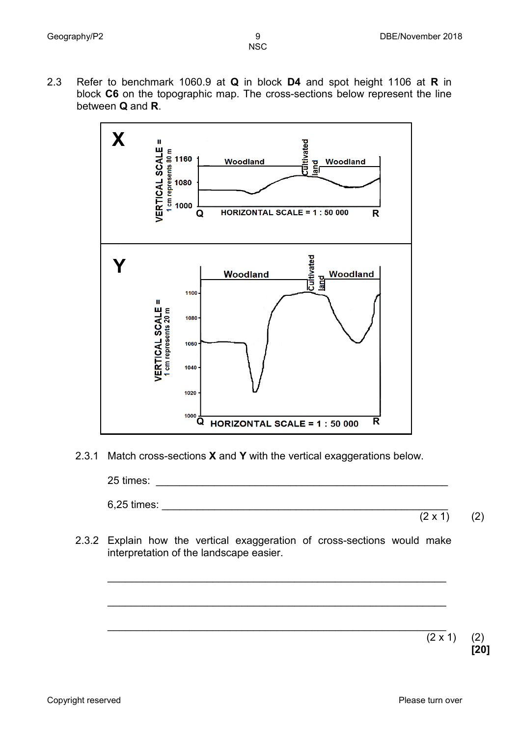2.3 Refer to benchmark 1060.9 at **Q** in block **D4** and spot height 1106 at **R** in block **C6** on the topographic map. The cross-sections below represent the line between **Q** and **R**.

**X**

VERTICAL SCALE = 1 cm represents 80 m

1160, 1080, 1000

Woodland | Cultivated land | Woodland

Q HORIZONTAL SCALE = 1 : 50 000 R

**Y**

VERTICAL SCALE = 1 cm represents 20 m

1100, 1080, 1060, 1040, 1020, 1000

Woodland | Cultivated land | Woodland

Q HORIZONTAL SCALE = 1 : 50 000 R

2.3.1 Match cross-sections **X** and **Y** with the vertical exaggerations below.

25 times: ____________________________________________

6,25 times: __________________________________________ (2 x 1) (2)

2.3.2 Explain how the vertical exaggeration of cross-sections would make interpretation of the landscape easier.

____________________________________________________________

____________________________________________________________

____________________________________________________________ (2 x 1) (2)

**[20]**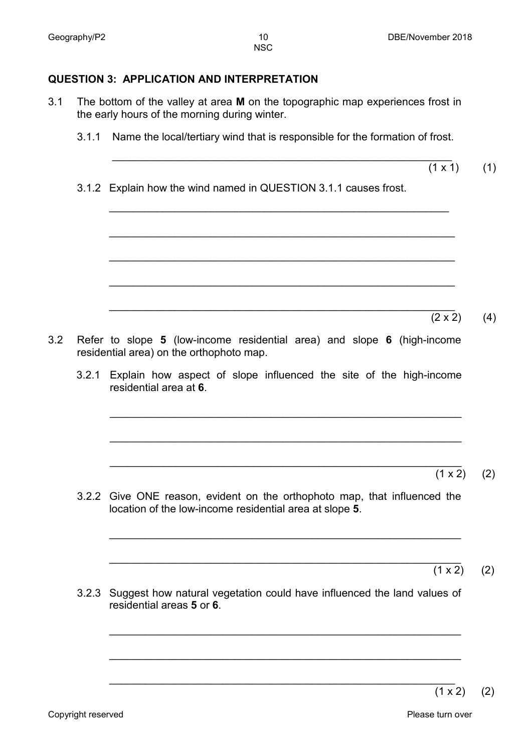## QUESTION 3: APPLICATION AND INTERPRETATION

3.1 The bottom of the valley at area **M** on the topographic map experiences frost in the early hours of the morning during winter.

3.1.1 Name the local/tertiary wind that is responsible for the formation of frost.

\_\_\_\_\_\_\_\_\_\_\_\_\_\_\_\_\_\_\_\_\_\_\_\_\_\_\_\_\_\_\_\_\_\_\_\_\_\_\_\_\_\_\_\_\_\_\_\_\_\_\_\_\_\_\_\_\_\_\_\_

(1 x 1) (1)

3.1.2 Explain how the wind named in QUESTION 3.1.1 causes frost.

\_\_\_\_\_\_\_\_\_\_\_\_\_\_\_\_\_\_\_\_\_\_\_\_\_\_\_\_\_\_\_\_\_\_\_\_\_\_\_\_\_\_\_\_\_\_\_\_\_\_\_\_\_\_\_\_\_\_\_\_

\_\_\_\_\_\_\_\_\_\_\_\_\_\_\_\_\_\_\_\_\_\_\_\_\_\_\_\_\_\_\_\_\_\_\_\_\_\_\_\_\_\_\_\_\_\_\_\_\_\_\_\_\_\_\_\_\_\_\_\_

\_\_\_\_\_\_\_\_\_\_\_\_\_\_\_\_\_\_\_\_\_\_\_\_\_\_\_\_\_\_\_\_\_\_\_\_\_\_\_\_\_\_\_\_\_\_\_\_\_\_\_\_\_\_\_\_\_\_\_\_

\_\_\_\_\_\_\_\_\_\_\_\_\_\_\_\_\_\_\_\_\_\_\_\_\_\_\_\_\_\_\_\_\_\_\_\_\_\_\_\_\_\_\_\_\_\_\_\_\_\_\_\_\_\_\_\_\_\_\_\_

\_\_\_\_\_\_\_\_\_\_\_\_\_\_\_\_\_\_\_\_\_\_\_\_\_\_\_\_\_\_\_\_\_\_\_\_\_\_\_\_\_\_\_\_\_\_\_\_\_\_\_\_\_\_\_\_\_\_\_\_

(2 x 2) (4)

3.2 Refer to slope **5** (low-income residential area) and slope **6** (high-income residential area) on the orthophoto map.

3.2.1 Explain how aspect of slope influenced the site of the high-income residential area at **6**.

\_\_\_\_\_\_\_\_\_\_\_\_\_\_\_\_\_\_\_\_\_\_\_\_\_\_\_\_\_\_\_\_\_\_\_\_\_\_\_\_\_\_\_\_\_\_\_\_\_\_\_\_\_\_\_\_\_\_\_\_

\_\_\_\_\_\_\_\_\_\_\_\_\_\_\_\_\_\_\_\_\_\_\_\_\_\_\_\_\_\_\_\_\_\_\_\_\_\_\_\_\_\_\_\_\_\_\_\_\_\_\_\_\_\_\_\_\_\_\_\_

\_\_\_\_\_\_\_\_\_\_\_\_\_\_\_\_\_\_\_\_\_\_\_\_\_\_\_\_\_\_\_\_\_\_\_\_\_\_\_\_\_\_\_\_\_\_\_\_\_\_\_\_\_\_\_\_\_\_\_\_

(1 x 2) (2)

3.2.2 Give ONE reason, evident on the orthophoto map, that influenced the location of the low-income residential area at slope **5**.

\_\_\_\_\_\_\_\_\_\_\_\_\_\_\_\_\_\_\_\_\_\_\_\_\_\_\_\_\_\_\_\_\_\_\_\_\_\_\_\_\_\_\_\_\_\_\_\_\_\_\_\_\_\_\_\_\_\_\_\_

\_\_\_\_\_\_\_\_\_\_\_\_\_\_\_\_\_\_\_\_\_\_\_\_\_\_\_\_\_\_\_\_\_\_\_\_\_\_\_\_\_\_\_\_\_\_\_\_\_\_\_\_\_\_\_\_\_\_\_\_

(1 x 2) (2)

3.2.3 Suggest how natural vegetation could have influenced the land values of residential areas **5** or **6**.

\_\_\_\_\_\_\_\_\_\_\_\_\_\_\_\_\_\_\_\_\_\_\_\_\_\_\_\_\_\_\_\_\_\_\_\_\_\_\_\_\_\_\_\_\_\_\_\_\_\_\_\_\_\_\_\_\_\_\_\_

\_\_\_\_\_\_\_\_\_\_\_\_\_\_\_\_\_\_\_\_\_\_\_\_\_\_\_\_\_\_\_\_\_\_\_\_\_\_\_\_\_\_\_\_\_\_\_\_\_\_\_\_\_\_\_\_\_\_\_\_

\_\_\_\_\_\_\_\_\_\_\_\_\_\_\_\_\_\_\_\_\_\_\_\_\_\_\_\_\_\_\_\_\_\_\_\_\_\_\_\_\_\_\_\_\_\_\_\_\_\_\_\_\_\_\_\_\_\_\_\_

(1 x 2) (2)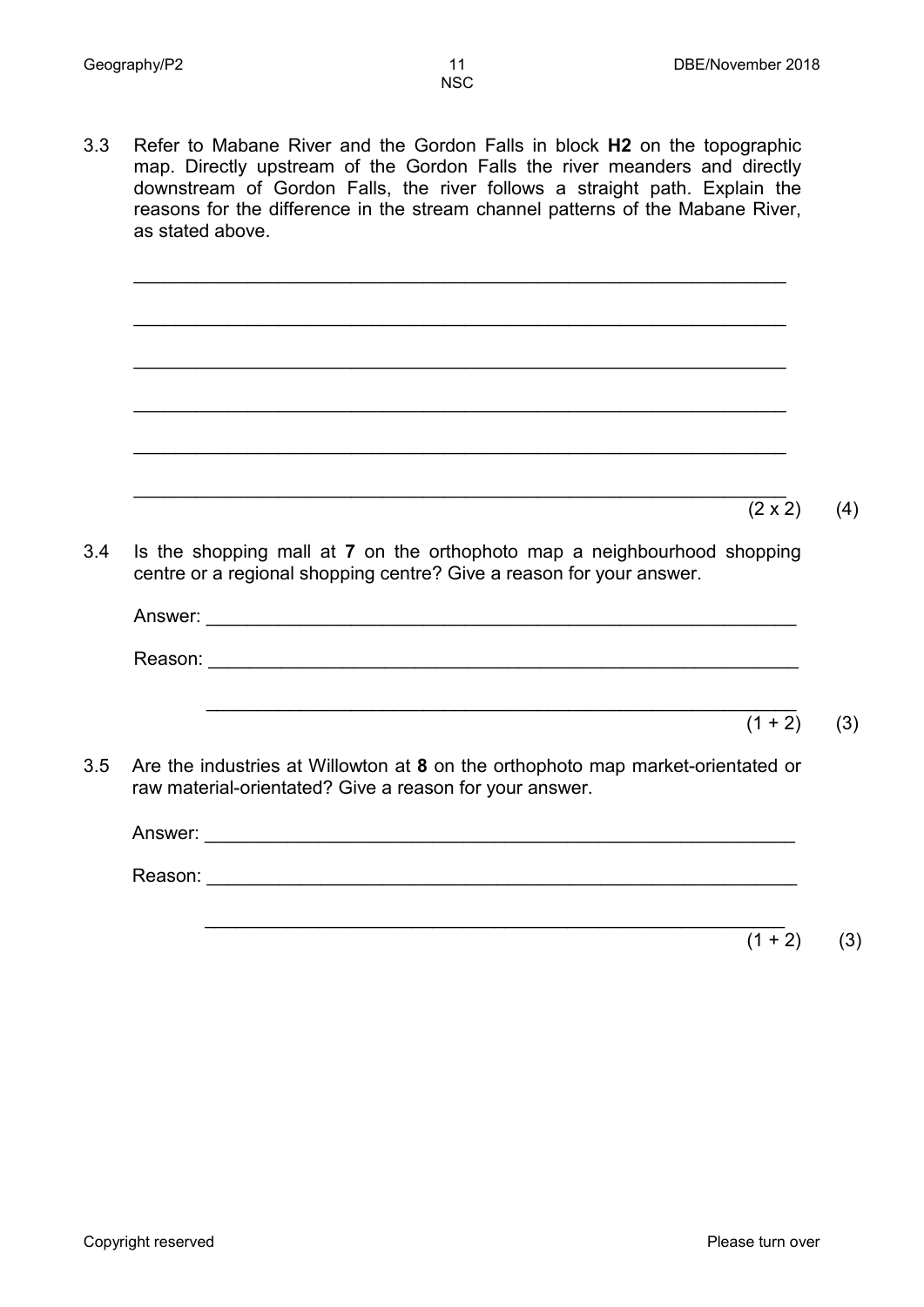3.3 Refer to Mabane River and the Gordon Falls in block **H2** on the topographic map. Directly upstream of the Gordon Falls the river meanders and directly downstream of Gordon Falls, the river follows a straight path. Explain the reasons for the difference in the stream channel patterns of the Mabane River, as stated above.

______________________________________________________________

______________________________________________________________

______________________________________________________________

______________________________________________________________

______________________________________________________________

______________________________________________________________ (2 x 2) (4)

3.4 Is the shopping mall at **7** on the orthophoto map a neighbourhood shopping centre or a regional shopping centre? Give a reason for your answer.

Answer: ______________________________________________________

Reason: ______________________________________________________

______________________________________________________ (1 + 2) (3)

3.5 Are the industries at Willowton at **8** on the orthophoto map market-orientated or raw material-orientated? Give a reason for your answer.

Answer: ______________________________________________________

Reason: ______________________________________________________

______________________________________________________ (1 + 2) (3)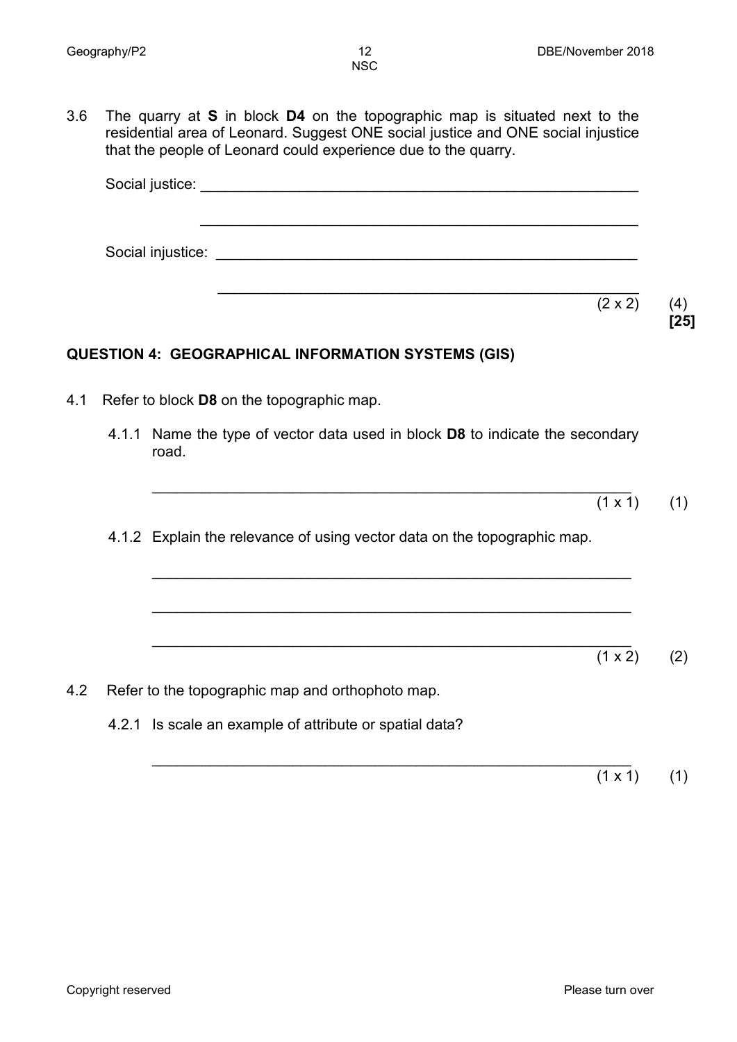3.6 The quarry at **S** in block **D4** on the topographic map is situated next to the residential area of Leonard. Suggest ONE social justice and ONE social injustice that the people of Leonard could experience due to the quarry.

Social justice: ______________________________________________________

______________________________________________________

Social injustice: ______________________________________________________

______________________________________________________ (2 x 2) (4)

**[25]**

## QUESTION 4: GEOGRAPHICAL INFORMATION SYSTEMS (GIS)

4.1 Refer to block **D8** on the topographic map.

4.1.1 Name the type of vector data used in block **D8** to indicate the secondary road.

______________________________________________________ (1 x 1) (1)

4.1.2 Explain the relevance of using vector data on the topographic map.

______________________________________________________

______________________________________________________

______________________________________________________ (1 x 2) (2)

4.2 Refer to the topographic map and orthophoto map.

4.2.1 Is scale an example of attribute or spatial data?

______________________________________________________ (1 x 1) (1)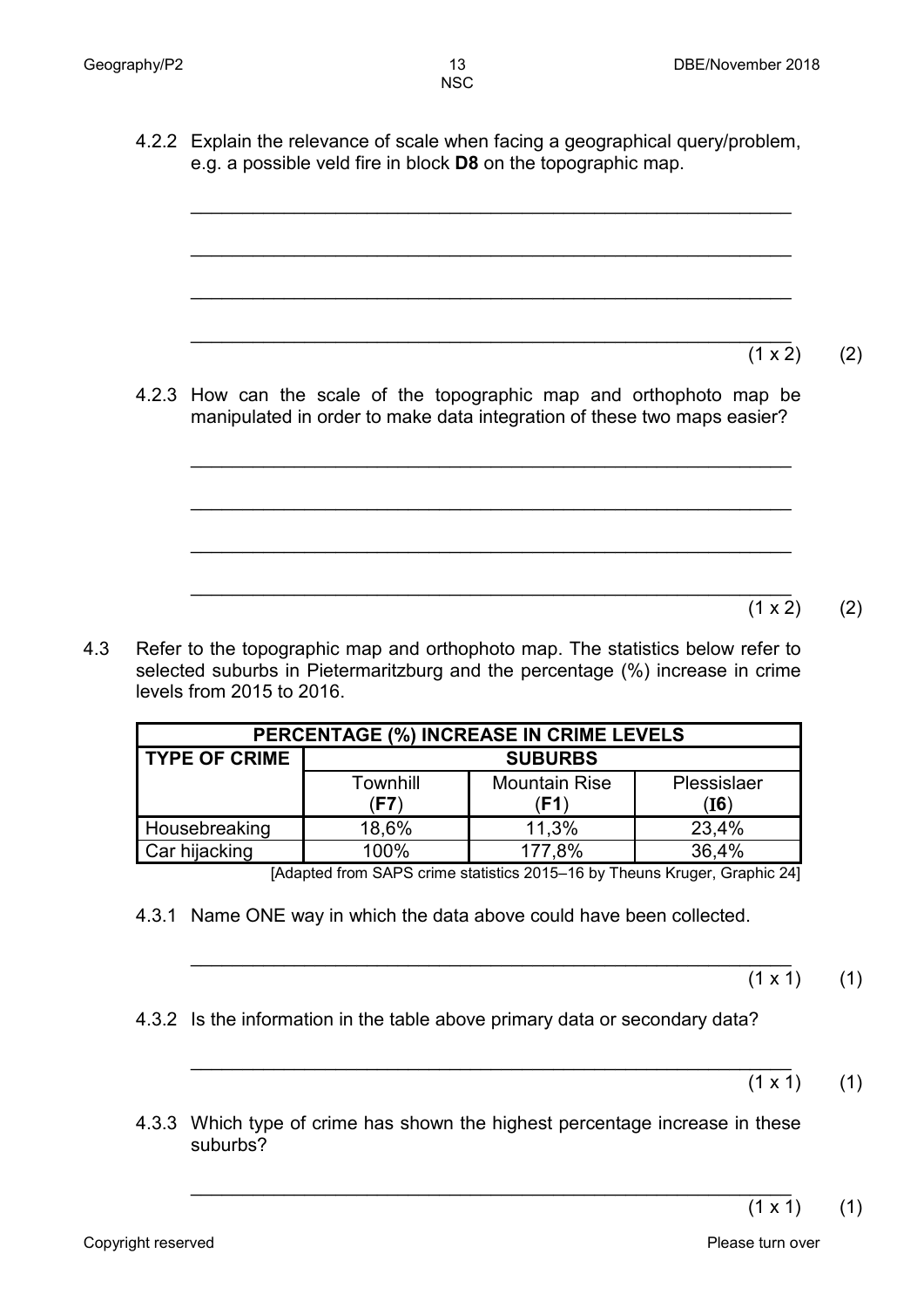4.2.2 Explain the relevance of scale when facing a geographical query/problem, e.g. a possible veld fire in block **D8** on the topographic map.

_______________________________________________________________

_______________________________________________________________

_______________________________________________________________

_______________________________________________________________ (1 x 2) (2)

4.2.3 How can the scale of the topographic map and orthophoto map be manipulated in order to make data integration of these two maps easier?

_______________________________________________________________

_______________________________________________________________

_______________________________________________________________

_______________________________________________________________ (1 x 2) (2)

4.3 Refer to the topographic map and orthophoto map. The statistics below refer to selected suburbs in Pietermaritzburg and the percentage (%) increase in crime levels from 2015 to 2016.

| PERCENTAGE (%) INCREASE IN CRIME LEVELS | | | |
|---|---|---|---|
| **TYPE OF CRIME** | **SUBURBS** | | |
| | Townhill (**F7**) | Mountain Rise (**F1**) | Plessislaer (**I6**) |
| Housebreaking | 18,6% | 11,3% | 23,4% |
| Car hijacking | 100% | 177,8% | 36,4% |

[Adapted from SAPS crime statistics 2015–16 by Theuns Kruger, Graphic 24]

4.3.1 Name ONE way in which the data above could have been collected.

_______________________________________________________________ (1 x 1) (1)

4.3.2 Is the information in the table above primary data or secondary data?

_______________________________________________________________ (1 x 1) (1)

4.3.3 Which type of crime has shown the highest percentage increase in these suburbs?

_______________________________________________________________ (1 x 1) (1)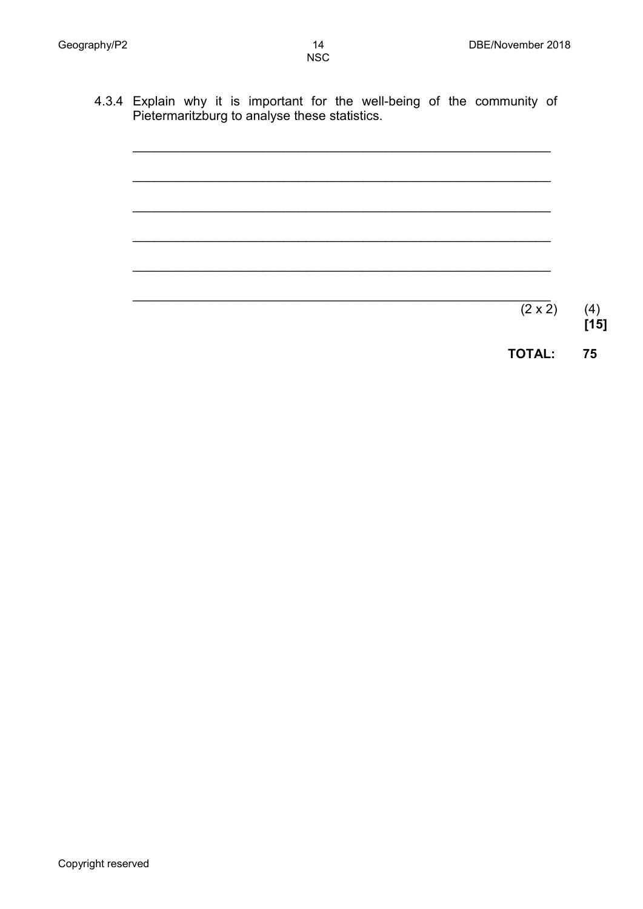4.3.4 Explain why it is important for the well-being of the community of Pietermaritzburg to analyse these statistics.

______________________________________________________________

______________________________________________________________

______________________________________________________________

______________________________________________________________

______________________________________________________________

______________________________________________________________ (2 x 2) (4)

**[15]**

**TOTAL: 75**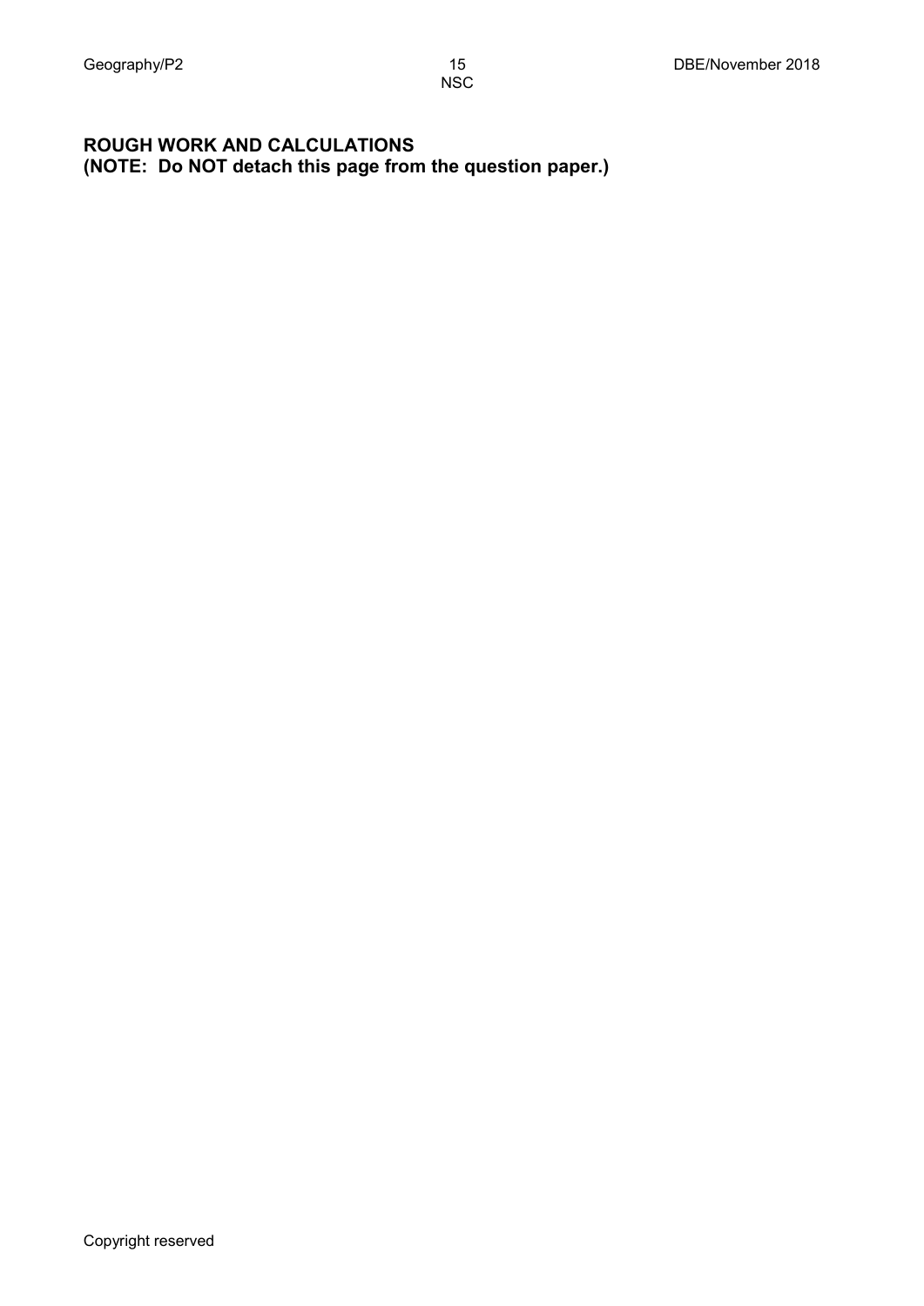**ROUGH WORK AND CALCULATIONS**
**(NOTE: Do NOT detach this page from the question paper.)**